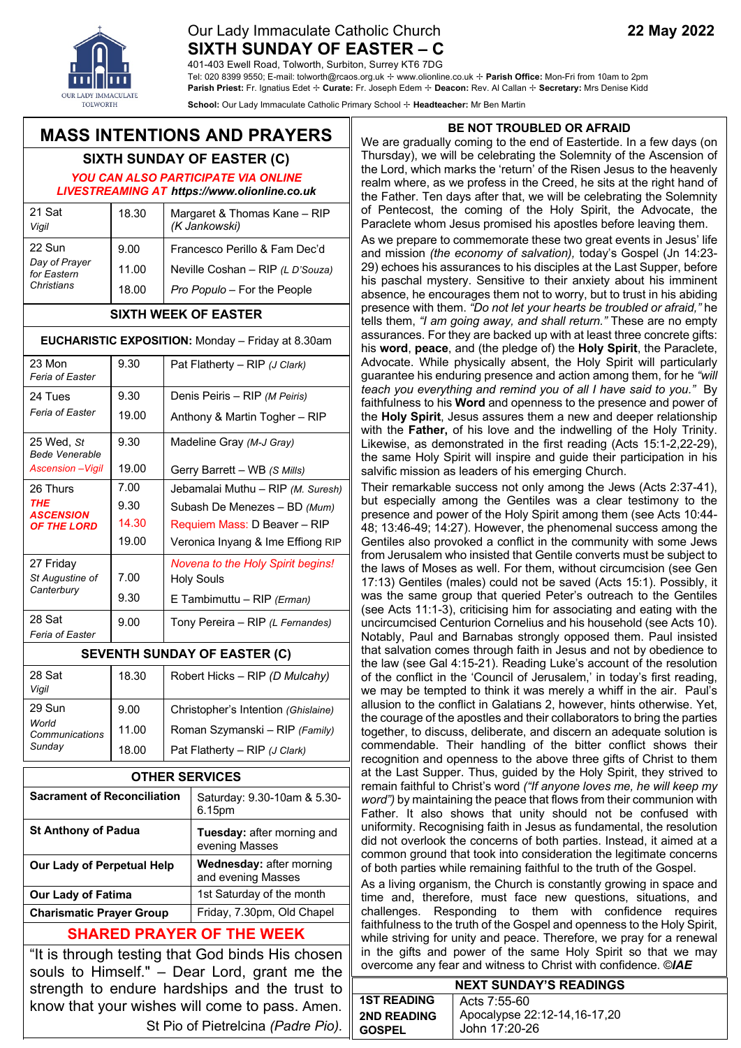Our Lady Immaculate Catholic Church

# SIXTH SUNDAY OF EASTER – C

**22 May 2022**

401-403 Ewell Road, Tolworth, Surbiton, Surrey KT6 7DG
Tel: 020 8399 9550; E-mail: tolworth@rcaos.org.uk ✢ www.olionline.co.uk ✢ **Parish Office:** Mon-Fri from 10am to 2pm
**Parish Priest:** Fr. Ignatius Edet ✢ **Curate:** Fr. Joseph Edem ✢ **Deacon:** Rev. Al Callan ✢ **Secretary:** Mrs Denise Kidd
**School:** Our Lady Immaculate Catholic Primary School ✢ **Headteacher:** Mr Ben Martin

## MASS INTENTIONS AND PRAYERS

### SIXTH SUNDAY OF EASTER (C)

***YOU CAN ALSO PARTICIPATE VIA ONLINE LIVESTREAMING AT https://www.olionline.co.uk***

| Day | Time | Intention |
|---|---|---|
| 21 Sat *Vigil* | 18.30 | Margaret & Thomas Kane – RIP *(K Jankowski)* |
| 22 Sun *Day of Prayer for Eastern Christians* | 9.00 | Francesco Perillo & Fam Dec'd |
| | 11.00 | Neville Coshan – RIP *(L D'Souza)* |
| | 18.00 | *Pro Populo* – For the People |
| **SIXTH WEEK OF EASTER** | | |
| **EUCHARISTIC EXPOSITION:** Monday – Friday at 8.30am | | |
| 23 Mon *Feria of Easter* | 9.30 | Pat Flatherty – RIP *(J Clark)* |
| 24 Tues *Feria of Easter* | 9.30 | Denis Peiris – RIP *(M Peiris)* |
| | 19.00 | Anthony & Martin Togher – RIP |
| 25 Wed, *St Bede Venerable* | 9.30 | Madeline Gray *(M-J Gray)* |
| *Ascension –Vigil* | 19.00 | Gerry Barrett – WB *(S Mills)* |
| 26 Thurs ***THE ASCENSION OF THE LORD*** | 7.00 | Jebamalai Muthu – RIP *(M. Suresh)* |
| | 9.30 | Subash De Menezes – BD *(Mum)* |
| | 14.30 | Requiem Mass: D Beaver – RIP |
| | 19.00 | Veronica Inyang & Ime Effiong RIP |
| 27 Friday *St Augustine of Canterbury* | | *Novena to the Holy Spirit begins!* |
| | 7.00 | Holy Souls |
| | 9.30 | E Tambimuttu – RIP *(Erman)* |
| 28 Sat *Feria of Easter* | 9.00 | Tony Pereira – RIP *(L Fernandes)* |
| **SEVENTH SUNDAY OF EASTER (C)** | | |
| 28 Sat *Vigil* | 18.30 | Robert Hicks – RIP *(D Mulcahy)* |
| 29 Sun *World Communications Sunday* | 9.00 | Christopher's Intention *(Ghislaine)* |
| | 11.00 | Roman Szymanski – RIP *(Family)* |
| | 18.00 | Pat Flatherty – RIP *(J Clark)* |

### OTHER SERVICES

| Service | When |
|---|---|
| **Sacrament of Reconciliation** | Saturday: 9.30-10am & 5.30-6.15pm |
| **St Anthony of Padua** | **Tuesday:** after morning and evening Masses |
| **Our Lady of Perpetual Help** | **Wednesday:** after morning and evening Masses |
| **Our Lady of Fatima** | 1st Saturday of the month |
| **Charismatic Prayer Group** | Friday, 7.30pm, Old Chapel |

### SHARED PRAYER OF THE WEEK

"It is through testing that God binds His chosen souls to Himself." – Dear Lord, grant me the strength to endure hardships and the trust to know that your wishes will come to pass. Amen.

St Pio of Pietrelcina *(Padre Pio)*.

## BE NOT TROUBLED OR AFRAID

We are gradually coming to the end of Eastertide. In a few days (on Thursday), we will be celebrating the Solemnity of the Ascension of the Lord, which marks the 'return' of the Risen Jesus to the heavenly realm where, as we profess in the Creed, he sits at the right hand of the Father. Ten days after that, we will be celebrating the Solemnity of Pentecost, the coming of the Holy Spirit, the Advocate, the Paraclete whom Jesus promised his apostles before leaving them.

As we prepare to commemorate these two great events in Jesus' life and mission *(the economy of salvation)*, today's Gospel (Jn 14:23-29) echoes his assurances to his disciples at the Last Supper, before his paschal mystery. Sensitive to their anxiety about his imminent absence, he encourages them not to worry, but to trust in his abiding presence with them. *"Do not let your hearts be troubled or afraid,"* he tells them, *"I am going away, and shall return."* These are no empty assurances. For they are backed up with at least three concrete gifts: his **word**, **peace**, and (the pledge of) the **Holy Spirit**, the Paraclete, Advocate. While physically absent, the Holy Spirit will particularly guarantee his enduring presence and action among them, for he *"will teach you everything and remind you of all I have said to you."* By faithfulness to his **Word** and openness to the presence and power of the **Holy Spirit**, Jesus assures them a new and deeper relationship with the **Father,** of his love and the indwelling of the Holy Trinity. Likewise, as demonstrated in the first reading (Acts 15:1-2,22-29), the same Holy Spirit will inspire and guide their participation in his salvific mission as leaders of his emerging Church.

Their remarkable success not only among the Jews (Acts 2:37-41), but especially among the Gentiles was a clear testimony to the presence and power of the Holy Spirit among them (see Acts 10:44-48; 13:46-49; 14:27). However, the phenomenal success among the Gentiles also provoked a conflict in the community with some Jews from Jerusalem who insisted that Gentile converts must be subject to the laws of Moses as well. For them, without circumcision (see Gen 17:13) Gentiles (males) could not be saved (Acts 15:1). Possibly, it was the same group that queried Peter's outreach to the Gentiles (see Acts 11:1-3), criticising him for associating and eating with the uncircumcised Centurion Cornelius and his household (see Acts 10). Notably, Paul and Barnabas strongly opposed them. Paul insisted that salvation comes through faith in Jesus and not by obedience to the law (see Gal 4:15-21). Reading Luke's account of the resolution of the conflict in the 'Council of Jerusalem,' in today's first reading, we may be tempted to think it was merely a whiff in the air. Paul's allusion to the conflict in Galatians 2, however, hints otherwise. Yet, the courage of the apostles and their collaborators to bring the parties together, to discuss, deliberate, and discern an adequate solution is commendable. Their handling of the bitter conflict shows their recognition and openness to the above three gifts of Christ to them at the Last Supper. Thus, guided by the Holy Spirit, they strived to remain faithful to Christ's word *("If anyone loves me, he will keep my word")* by maintaining the peace that flows from their communion with Father. It also shows that unity should not be confused with uniformity. Recognising faith in Jesus as fundamental, the resolution did not overlook the concerns of both parties. Instead, it aimed at a common ground that took into consideration the legitimate concerns of both parties while remaining faithful to the truth of the Gospel.

As a living organism, the Church is constantly growing in space and time and, therefore, must face new questions, situations, and challenges. Responding to them with confidence requires faithfulness to the truth of the Gospel and openness to the Holy Spirit, while striving for unity and peace. Therefore, we pray for a renewal in the gifts and power of the same Holy Spirit so that we may overcome any fear and witness to Christ with confidence. ***©IAE***

### NEXT SUNDAY'S READINGS

| | |
|---|---|
| **1ST READING** | Acts 7:55-60 |
| **2ND READING** | Apocalypse 22:12-14,16-17,20 |
| **GOSPEL** | John 17:20-26 |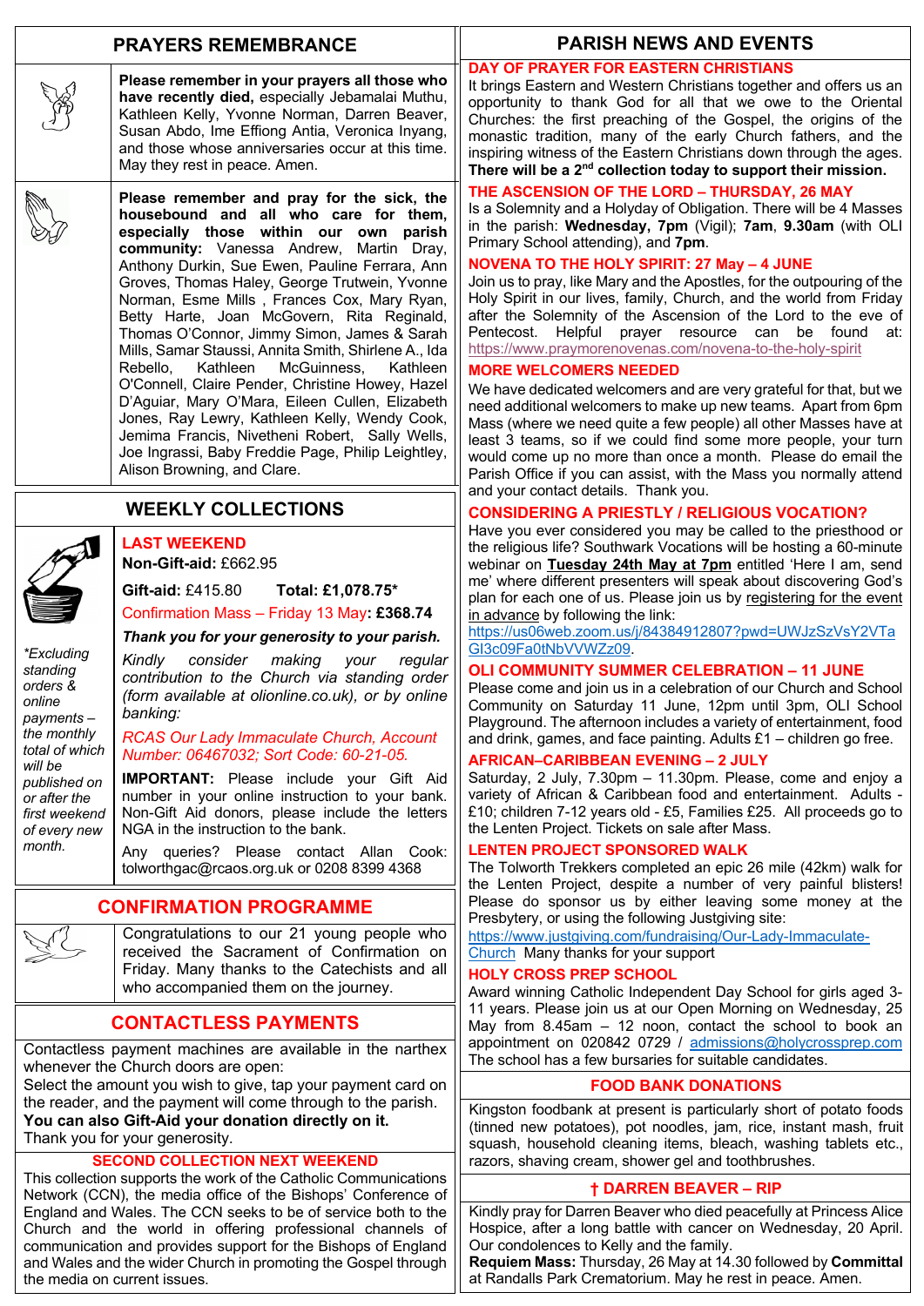## PRAYERS REMEMBRANCE

**Please remember in your prayers all those who have recently died,** especially Jebamalai Muthu, Kathleen Kelly, Yvonne Norman, Darren Beaver, Susan Abdo, Ime Effiong Antia, Veronica Inyang, and those whose anniversaries occur at this time. May they rest in peace. Amen.

**Please remember and pray for the sick, the housebound and all who care for them, especially those within our own parish community:** Vanessa Andrew, Martin Dray, Anthony Durkin, Sue Ewen, Pauline Ferrara, Ann Groves, Thomas Haley, George Trutwein, Yvonne Norman, Esme Mills , Frances Cox, Mary Ryan, Betty Harte, Joan McGovern, Rita Reginald, Thomas O'Connor, Jimmy Simon, James & Sarah Mills, Samar Staussi, Annita Smith, Shirlene A., Ida Rebello, Kathleen McGuinness, Kathleen O'Connell, Claire Pender, Christine Howey, Hazel D'Aguiar, Mary O'Mara, Eileen Cullen, Elizabeth Jones, Ray Lewry, Kathleen Kelly, Wendy Cook, Jemima Francis, Nivetheni Robert, Sally Wells, Joe Ingrassi, Baby Freddie Page, Philip Leightley, Alison Browning, and Clare.

## WEEKLY COLLECTIONS

**LAST WEEKEND**

**Non-Gift-aid:** £662.95

**Gift-aid:** £415.80 **Total: £1,078.75***

Confirmation Mass – Friday 13 May**: £368.74**

***Thank you for your generosity to your parish.***

*Kindly consider making your regular contribution to the Church via standing order (form available at olionline.co.uk), or by online banking:*

*RCAS Our Lady Immaculate Church, Account Number: 06467032; Sort Code: 60-21-05.*

**IMPORTANT:** Please include your Gift Aid number in your online instruction to your bank. Non-Gift Aid donors, please include the letters NGA in the instruction to the bank.

Any queries? Please contact Allan Cook: tolworthgac@rcaos.org.uk or 0208 8399 4368

*\*Excluding standing orders & online payments – the monthly total of which will be published on or after the first weekend of every new month.*

## CONFIRMATION PROGRAMME

Congratulations to our 21 young people who received the Sacrament of Confirmation on Friday. Many thanks to the Catechists and all who accompanied them on the journey.

## CONTACTLESS PAYMENTS

Contactless payment machines are available in the narthex whenever the Church doors are open:

Select the amount you wish to give, tap your payment card on the reader, and the payment will come through to the parish.

**You can also Gift-Aid your donation directly on it.**

Thank you for your generosity.

### SECOND COLLECTION NEXT WEEKEND

This collection supports the work of the Catholic Communications Network (CCN), the media office of the Bishops' Conference of England and Wales. The CCN seeks to be of service both to the Church and the world in offering professional channels of communication and provides support for the Bishops of England and Wales and the wider Church in promoting the Gospel through the media on current issues.

## PARISH NEWS AND EVENTS

### DAY OF PRAYER FOR EASTERN CHRISTIANS

It brings Eastern and Western Christians together and offers us an opportunity to thank God for all that we owe to the Oriental Churches: the first preaching of the Gospel, the origins of the monastic tradition, many of the early Church fathers, and the inspiring witness of the Eastern Christians down through the ages. **There will be a 2nd collection today to support their mission.**

### THE ASCENSION OF THE LORD – THURSDAY, 26 MAY

Is a Solemnity and a Holyday of Obligation. There will be 4 Masses in the parish: **Wednesday, 7pm** (Vigil); **7am**, **9.30am** (with OLI Primary School attending), and **7pm**.

### NOVENA TO THE HOLY SPIRIT: 27 May – 4 JUNE

Join us to pray, like Mary and the Apostles, for the outpouring of the Holy Spirit in our lives, family, Church, and the world from Friday after the Solemnity of the Ascension of the Lord to the eve of Pentecost. Helpful prayer resource can be found at: https://www.praymorenovenas.com/novena-to-the-holy-spirit

### MORE WELCOMERS NEEDED

We have dedicated welcomers and are very grateful for that, but we need additional welcomers to make up new teams. Apart from 6pm Mass (where we need quite a few people) all other Masses have at least 3 teams, so if we could find some more people, your turn would come up no more than once a month. Please do email the Parish Office if you can assist, with the Mass you normally attend and your contact details. Thank you.

### CONSIDERING A PRIESTLY / RELIGIOUS VOCATION?

Have you ever considered you may be called to the priesthood or the religious life? Southwark Vocations will be hosting a 60-minute webinar on **Tuesday 24th May at 7pm** entitled 'Here I am, send me' where different presenters will speak about discovering God's plan for each one of us. Please join us by registering for the event in advance by following the link:

https://us06web.zoom.us/j/84384912807?pwd=UWJzSzVsY2VTaGl3c09Fa0tNbVVWZz09.

### OLI COMMUNITY SUMMER CELEBRATION – 11 JUNE

Please come and join us in a celebration of our Church and School Community on Saturday 11 June, 12pm until 3pm, OLI School Playground. The afternoon includes a variety of entertainment, food and drink, games, and face painting. Adults £1 – children go free.

### AFRICAN–CARIBBEAN EVENING – 2 JULY

Saturday, 2 July, 7.30pm – 11.30pm. Please, come and enjoy a variety of African & Caribbean food and entertainment. Adults - £10; children 7-12 years old - £5, Families £25. All proceeds go to the Lenten Project. Tickets on sale after Mass.

### LENTEN PROJECT SPONSORED WALK

The Tolworth Trekkers completed an epic 26 mile (42km) walk for the Lenten Project, despite a number of very painful blisters! Please do sponsor us by either leaving some money at the Presbytery, or using the following Justgiving site:

https://www.justgiving.com/fundraising/Our-Lady-Immaculate-Church Many thanks for your support

### HOLY CROSS PREP SCHOOL

Award winning Catholic Independent Day School for girls aged 3-11 years. Please join us at our Open Morning on Wednesday, 25 May from 8.45am – 12 noon, contact the school to book an appointment on 020842 0729 / admissions@holycrossprep.com

The school has a few bursaries for suitable candidates.

## FOOD BANK DONATIONS

Kingston foodbank at present is particularly short of potato foods (tinned new potatoes), pot noodles, jam, rice, instant mash, fruit squash, household cleaning items, bleach, washing tablets etc., razors, shaving cream, shower gel and toothbrushes.

## † DARREN BEAVER – RIP

Kindly pray for Darren Beaver who died peacefully at Princess Alice Hospice, after a long battle with cancer on Wednesday, 20 April. Our condolences to Kelly and the family.

**Requiem Mass:** Thursday, 26 May at 14.30 followed by **Committal** at Randalls Park Crematorium. May he rest in peace. Amen.